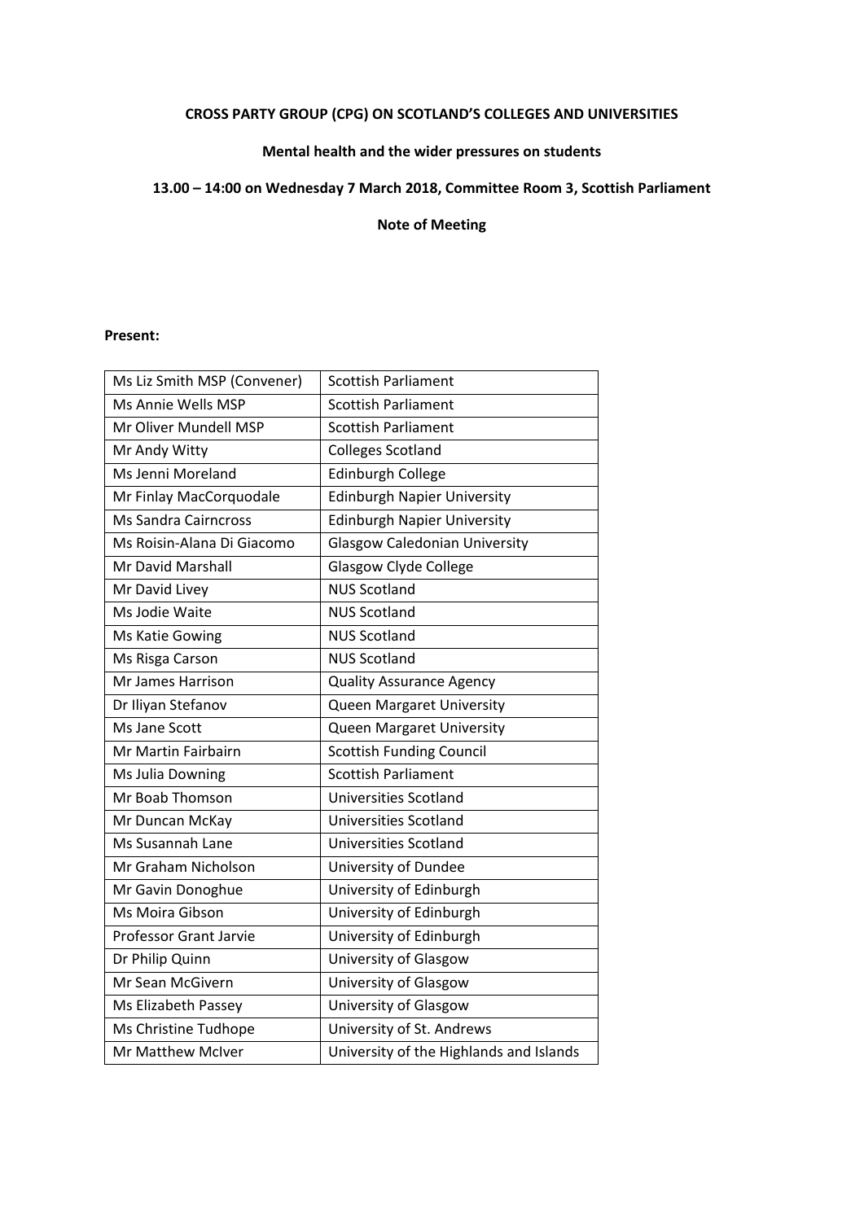**CROSS PARTY GROUP (CPG) ON SCOTLAND'S COLLEGES AND UNIVERSITIES**

**Mental health and the wider pressures on students**

**13.00 – 14:00 on Wednesday 7 March 2018, Committee Room 3, Scottish Parliament**

**Note of Meeting**

**Present:**

| Name | Organisation |
|---|---|
| Ms Liz Smith MSP (Convener) | Scottish Parliament |
| Ms Annie Wells MSP | Scottish Parliament |
| Mr Oliver Mundell MSP | Scottish Parliament |
| Mr Andy Witty | Colleges Scotland |
| Ms Jenni Moreland | Edinburgh College |
| Mr Finlay MacCorquodale | Edinburgh Napier University |
| Ms Sandra Cairncross | Edinburgh Napier University |
| Ms Roisin-Alana Di Giacomo | Glasgow Caledonian University |
| Mr David Marshall | Glasgow Clyde College |
| Mr David Livey | NUS Scotland |
| Ms Jodie Waite | NUS Scotland |
| Ms Katie Gowing | NUS Scotland |
| Ms Risga Carson | NUS Scotland |
| Mr James Harrison | Quality Assurance Agency |
| Dr Iliyan Stefanov | Queen Margaret University |
| Ms Jane Scott | Queen Margaret University |
| Mr Martin Fairbairn | Scottish Funding Council |
| Ms Julia Downing | Scottish Parliament |
| Mr Boab Thomson | Universities Scotland |
| Mr Duncan McKay | Universities Scotland |
| Ms Susannah Lane | Universities Scotland |
| Mr Graham Nicholson | University of Dundee |
| Mr Gavin Donoghue | University of Edinburgh |
| Ms Moira Gibson | University of Edinburgh |
| Professor Grant Jarvie | University of Edinburgh |
| Dr Philip Quinn | University of Glasgow |
| Mr Sean McGivern | University of Glasgow |
| Ms Elizabeth Passey | University of Glasgow |
| Ms Christine Tudhope | University of St. Andrews |
| Mr Matthew McIver | University of the Highlands and Islands |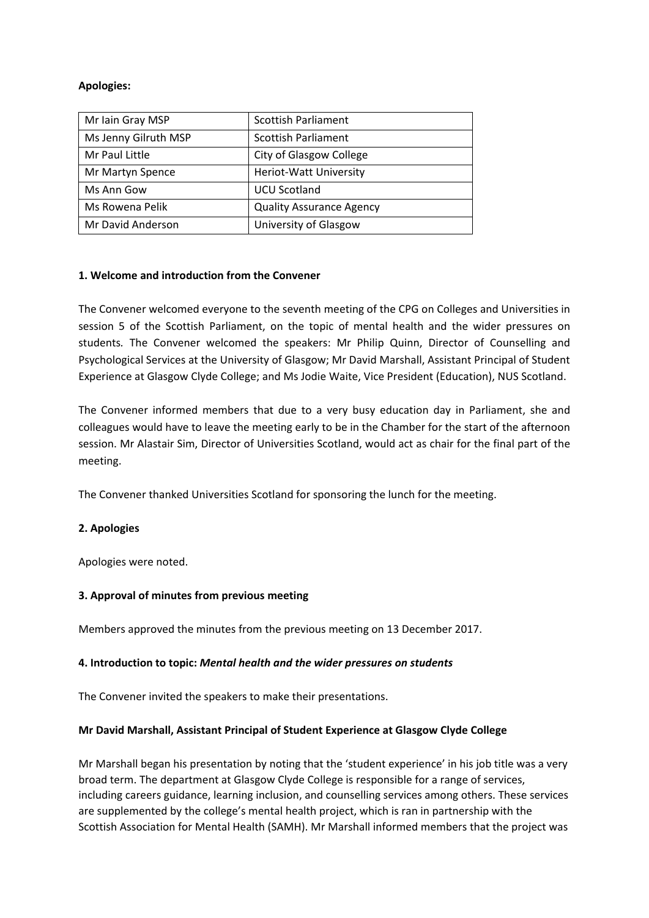**Apologies:**

| Mr Iain Gray MSP | Scottish Parliament |
|---|---|
| Ms Jenny Gilruth MSP | Scottish Parliament |
| Mr Paul Little | City of Glasgow College |
| Mr Martyn Spence | Heriot-Watt University |
| Ms Ann Gow | UCU Scotland |
| Ms Rowena Pelik | Quality Assurance Agency |
| Mr David Anderson | University of Glasgow |

**1. Welcome and introduction from the Convener**

The Convener welcomed everyone to the seventh meeting of the CPG on Colleges and Universities in session 5 of the Scottish Parliament, on the topic of mental health and the wider pressures on students. The Convener welcomed the speakers: Mr Philip Quinn, Director of Counselling and Psychological Services at the University of Glasgow; Mr David Marshall, Assistant Principal of Student Experience at Glasgow Clyde College; and Ms Jodie Waite, Vice President (Education), NUS Scotland.

The Convener informed members that due to a very busy education day in Parliament, she and colleagues would have to leave the meeting early to be in the Chamber for the start of the afternoon session. Mr Alastair Sim, Director of Universities Scotland, would act as chair for the final part of the meeting.

The Convener thanked Universities Scotland for sponsoring the lunch for the meeting.

**2. Apologies**

Apologies were noted.

**3. Approval of minutes from previous meeting**

Members approved the minutes from the previous meeting on 13 December 2017.

**4. Introduction to topic:** ***Mental health and the wider pressures on students***

The Convener invited the speakers to make their presentations.

**Mr David Marshall, Assistant Principal of Student Experience at Glasgow Clyde College**

Mr Marshall began his presentation by noting that the 'student experience' in his job title was a very broad term. The department at Glasgow Clyde College is responsible for a range of services, including careers guidance, learning inclusion, and counselling services among others. These services are supplemented by the college's mental health project, which is ran in partnership with the Scottish Association for Mental Health (SAMH). Mr Marshall informed members that the project was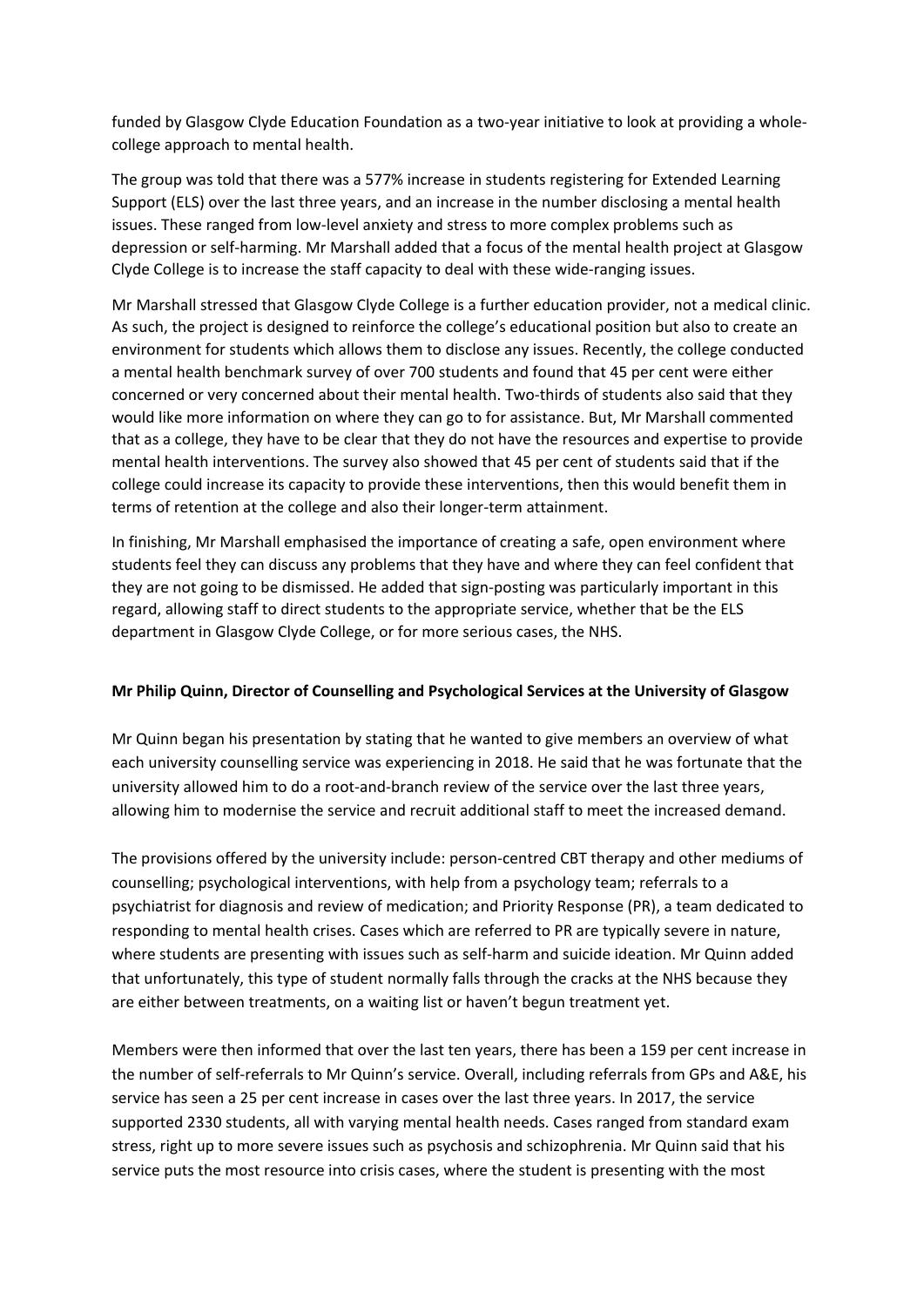funded by Glasgow Clyde Education Foundation as a two-year initiative to look at providing a whole-college approach to mental health.

The group was told that there was a 577% increase in students registering for Extended Learning Support (ELS) over the last three years, and an increase in the number disclosing a mental health issues. These ranged from low-level anxiety and stress to more complex problems such as depression or self-harming. Mr Marshall added that a focus of the mental health project at Glasgow Clyde College is to increase the staff capacity to deal with these wide-ranging issues.

Mr Marshall stressed that Glasgow Clyde College is a further education provider, not a medical clinic. As such, the project is designed to reinforce the college's educational position but also to create an environment for students which allows them to disclose any issues. Recently, the college conducted a mental health benchmark survey of over 700 students and found that 45 per cent were either concerned or very concerned about their mental health. Two-thirds of students also said that they would like more information on where they can go to for assistance. But, Mr Marshall commented that as a college, they have to be clear that they do not have the resources and expertise to provide mental health interventions. The survey also showed that 45 per cent of students said that if the college could increase its capacity to provide these interventions, then this would benefit them in terms of retention at the college and also their longer-term attainment.

In finishing, Mr Marshall emphasised the importance of creating a safe, open environment where students feel they can discuss any problems that they have and where they can feel confident that they are not going to be dismissed. He added that sign-posting was particularly important in this regard, allowing staff to direct students to the appropriate service, whether that be the ELS department in Glasgow Clyde College, or for more serious cases, the NHS.

**Mr Philip Quinn, Director of Counselling and Psychological Services at the University of Glasgow**

Mr Quinn began his presentation by stating that he wanted to give members an overview of what each university counselling service was experiencing in 2018. He said that he was fortunate that the university allowed him to do a root-and-branch review of the service over the last three years, allowing him to modernise the service and recruit additional staff to meet the increased demand.

The provisions offered by the university include: person-centred CBT therapy and other mediums of counselling; psychological interventions, with help from a psychology team; referrals to a psychiatrist for diagnosis and review of medication; and Priority Response (PR), a team dedicated to responding to mental health crises. Cases which are referred to PR are typically severe in nature, where students are presenting with issues such as self-harm and suicide ideation. Mr Quinn added that unfortunately, this type of student normally falls through the cracks at the NHS because they are either between treatments, on a waiting list or haven't begun treatment yet.

Members were then informed that over the last ten years, there has been a 159 per cent increase in the number of self-referrals to Mr Quinn's service. Overall, including referrals from GPs and A&E, his service has seen a 25 per cent increase in cases over the last three years. In 2017, the service supported 2330 students, all with varying mental health needs. Cases ranged from standard exam stress, right up to more severe issues such as psychosis and schizophrenia. Mr Quinn said that his service puts the most resource into crisis cases, where the student is presenting with the most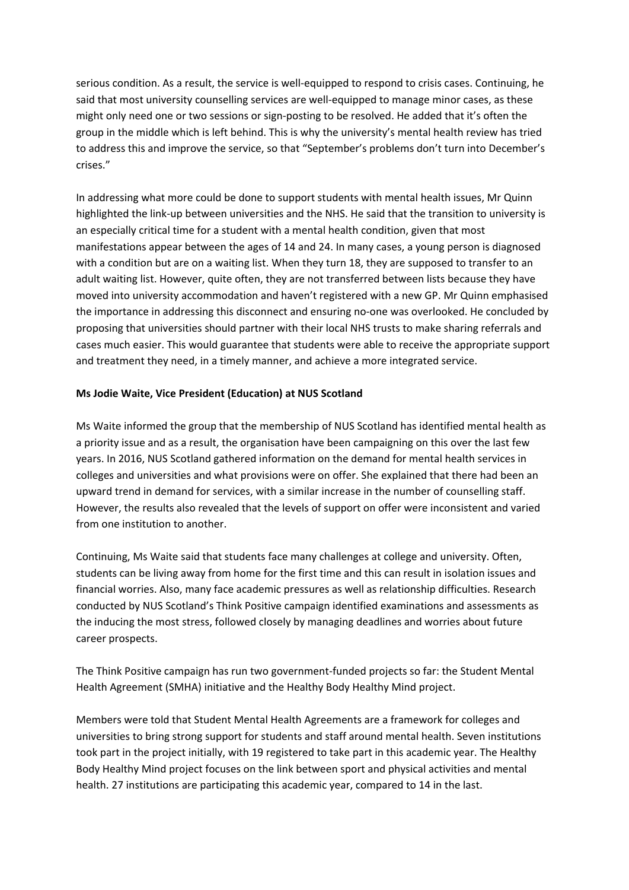serious condition. As a result, the service is well-equipped to respond to crisis cases. Continuing, he said that most university counselling services are well-equipped to manage minor cases, as these might only need one or two sessions or sign-posting to be resolved. He added that it's often the group in the middle which is left behind. This is why the university's mental health review has tried to address this and improve the service, so that "September's problems don't turn into December's crises."

In addressing what more could be done to support students with mental health issues, Mr Quinn highlighted the link-up between universities and the NHS. He said that the transition to university is an especially critical time for a student with a mental health condition, given that most manifestations appear between the ages of 14 and 24. In many cases, a young person is diagnosed with a condition but are on a waiting list. When they turn 18, they are supposed to transfer to an adult waiting list. However, quite often, they are not transferred between lists because they have moved into university accommodation and haven't registered with a new GP. Mr Quinn emphasised the importance in addressing this disconnect and ensuring no-one was overlooked. He concluded by proposing that universities should partner with their local NHS trusts to make sharing referrals and cases much easier. This would guarantee that students were able to receive the appropriate support and treatment they need, in a timely manner, and achieve a more integrated service.

**Ms Jodie Waite, Vice President (Education) at NUS Scotland**

Ms Waite informed the group that the membership of NUS Scotland has identified mental health as a priority issue and as a result, the organisation have been campaigning on this over the last few years. In 2016, NUS Scotland gathered information on the demand for mental health services in colleges and universities and what provisions were on offer. She explained that there had been an upward trend in demand for services, with a similar increase in the number of counselling staff. However, the results also revealed that the levels of support on offer were inconsistent and varied from one institution to another.

Continuing, Ms Waite said that students face many challenges at college and university. Often, students can be living away from home for the first time and this can result in isolation issues and financial worries. Also, many face academic pressures as well as relationship difficulties. Research conducted by NUS Scotland's Think Positive campaign identified examinations and assessments as the inducing the most stress, followed closely by managing deadlines and worries about future career prospects.

The Think Positive campaign has run two government-funded projects so far: the Student Mental Health Agreement (SMHA) initiative and the Healthy Body Healthy Mind project.

Members were told that Student Mental Health Agreements are a framework for colleges and universities to bring strong support for students and staff around mental health. Seven institutions took part in the project initially, with 19 registered to take part in this academic year. The Healthy Body Healthy Mind project focuses on the link between sport and physical activities and mental health. 27 institutions are participating this academic year, compared to 14 in the last.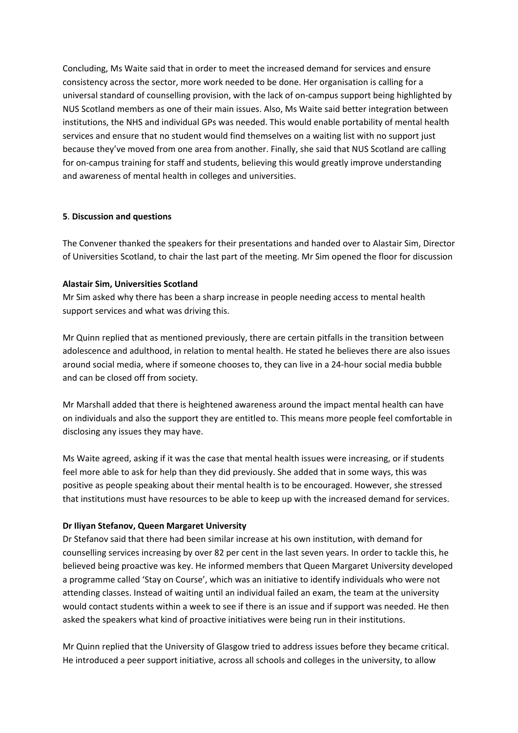Concluding, Ms Waite said that in order to meet the increased demand for services and ensure consistency across the sector, more work needed to be done. Her organisation is calling for a universal standard of counselling provision, with the lack of on-campus support being highlighted by NUS Scotland members as one of their main issues. Also, Ms Waite said better integration between institutions, the NHS and individual GPs was needed. This would enable portability of mental health services and ensure that no student would find themselves on a waiting list with no support just because they've moved from one area from another. Finally, she said that NUS Scotland are calling for on-campus training for staff and students, believing this would greatly improve understanding and awareness of mental health in colleges and universities.

## 5. Discussion and questions

The Convener thanked the speakers for their presentations and handed over to Alastair Sim, Director of Universities Scotland, to chair the last part of the meeting. Mr Sim opened the floor for discussion

**Alastair Sim, Universities Scotland**
Mr Sim asked why there has been a sharp increase in people needing access to mental health support services and what was driving this.

Mr Quinn replied that as mentioned previously, there are certain pitfalls in the transition between adolescence and adulthood, in relation to mental health. He stated he believes there are also issues around social media, where if someone chooses to, they can live in a 24-hour social media bubble and can be closed off from society.

Mr Marshall added that there is heightened awareness around the impact mental health can have on individuals and also the support they are entitled to. This means more people feel comfortable in disclosing any issues they may have.

Ms Waite agreed, asking if it was the case that mental health issues were increasing, or if students feel more able to ask for help than they did previously. She added that in some ways, this was positive as people speaking about their mental health is to be encouraged. However, she stressed that institutions must have resources to be able to keep up with the increased demand for services.

**Dr Iliyan Stefanov, Queen Margaret University**
Dr Stefanov said that there had been similar increase at his own institution, with demand for counselling services increasing by over 82 per cent in the last seven years. In order to tackle this, he believed being proactive was key. He informed members that Queen Margaret University developed a programme called 'Stay on Course', which was an initiative to identify individuals who were not attending classes. Instead of waiting until an individual failed an exam, the team at the university would contact students within a week to see if there is an issue and if support was needed. He then asked the speakers what kind of proactive initiatives were being run in their institutions.

Mr Quinn replied that the University of Glasgow tried to address issues before they became critical. He introduced a peer support initiative, across all schools and colleges in the university, to allow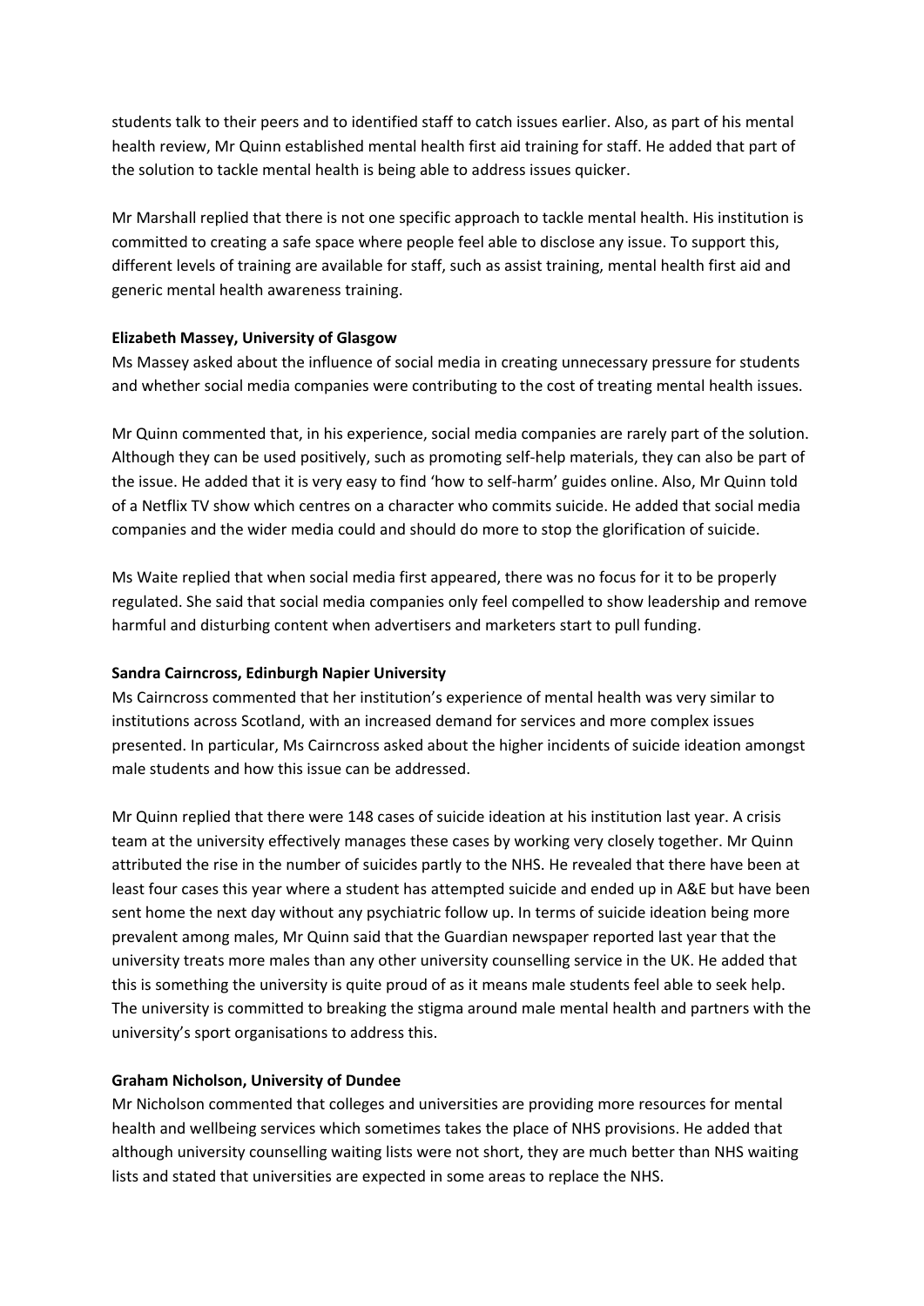students talk to their peers and to identified staff to catch issues earlier. Also, as part of his mental health review, Mr Quinn established mental health first aid training for staff. He added that part of the solution to tackle mental health is being able to address issues quicker.

Mr Marshall replied that there is not one specific approach to tackle mental health. His institution is committed to creating a safe space where people feel able to disclose any issue. To support this, different levels of training are available for staff, such as assist training, mental health first aid and generic mental health awareness training.

**Elizabeth Massey, University of Glasgow**

Ms Massey asked about the influence of social media in creating unnecessary pressure for students and whether social media companies were contributing to the cost of treating mental health issues.

Mr Quinn commented that, in his experience, social media companies are rarely part of the solution. Although they can be used positively, such as promoting self-help materials, they can also be part of the issue. He added that it is very easy to find 'how to self-harm' guides online. Also, Mr Quinn told of a Netflix TV show which centres on a character who commits suicide. He added that social media companies and the wider media could and should do more to stop the glorification of suicide.

Ms Waite replied that when social media first appeared, there was no focus for it to be properly regulated. She said that social media companies only feel compelled to show leadership and remove harmful and disturbing content when advertisers and marketers start to pull funding.

**Sandra Cairncross, Edinburgh Napier University**

Ms Cairncross commented that her institution's experience of mental health was very similar to institutions across Scotland, with an increased demand for services and more complex issues presented. In particular, Ms Cairncross asked about the higher incidents of suicide ideation amongst male students and how this issue can be addressed.

Mr Quinn replied that there were 148 cases of suicide ideation at his institution last year. A crisis team at the university effectively manages these cases by working very closely together. Mr Quinn attributed the rise in the number of suicides partly to the NHS. He revealed that there have been at least four cases this year where a student has attempted suicide and ended up in A&E but have been sent home the next day without any psychiatric follow up. In terms of suicide ideation being more prevalent among males, Mr Quinn said that the Guardian newspaper reported last year that the university treats more males than any other university counselling service in the UK. He added that this is something the university is quite proud of as it means male students feel able to seek help. The university is committed to breaking the stigma around male mental health and partners with the university's sport organisations to address this.

**Graham Nicholson, University of Dundee**

Mr Nicholson commented that colleges and universities are providing more resources for mental health and wellbeing services which sometimes takes the place of NHS provisions. He added that although university counselling waiting lists were not short, they are much better than NHS waiting lists and stated that universities are expected in some areas to replace the NHS.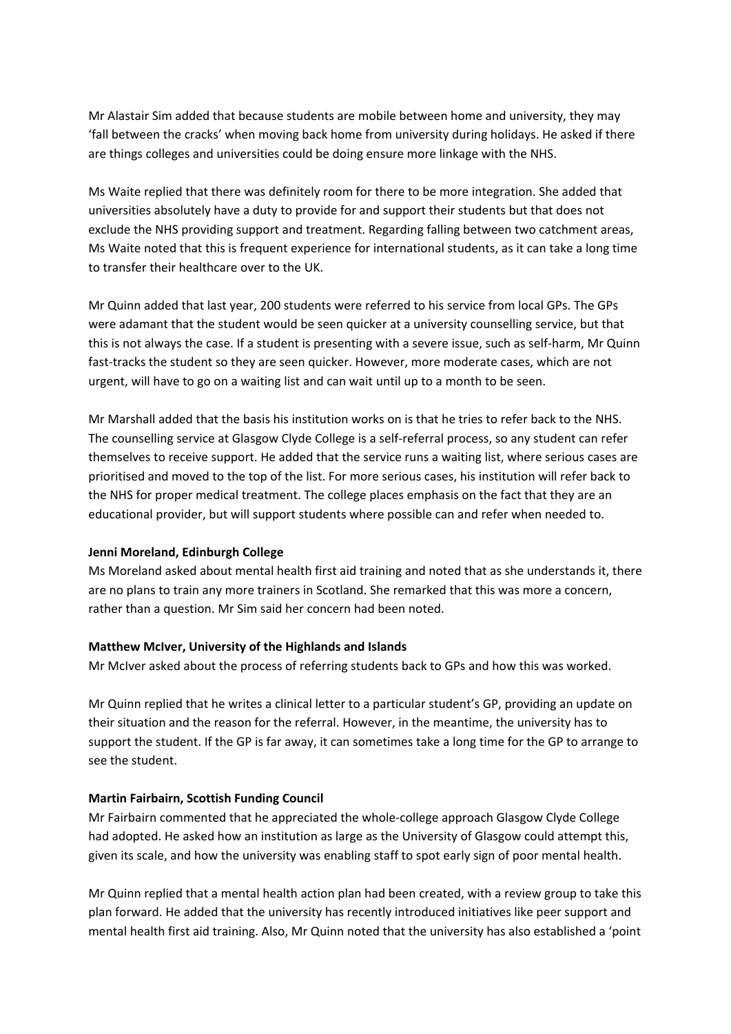Mr Alastair Sim added that because students are mobile between home and university, they may 'fall between the cracks' when moving back home from university during holidays. He asked if there are things colleges and universities could be doing ensure more linkage with the NHS.

Ms Waite replied that there was definitely room for there to be more integration. She added that universities absolutely have a duty to provide for and support their students but that does not exclude the NHS providing support and treatment. Regarding falling between two catchment areas, Ms Waite noted that this is frequent experience for international students, as it can take a long time to transfer their healthcare over to the UK.

Mr Quinn added that last year, 200 students were referred to his service from local GPs. The GPs were adamant that the student would be seen quicker at a university counselling service, but that this is not always the case. If a student is presenting with a severe issue, such as self-harm, Mr Quinn fast-tracks the student so they are seen quicker. However, more moderate cases, which are not urgent, will have to go on a waiting list and can wait until up to a month to be seen.

Mr Marshall added that the basis his institution works on is that he tries to refer back to the NHS. The counselling service at Glasgow Clyde College is a self-referral process, so any student can refer themselves to receive support. He added that the service runs a waiting list, where serious cases are prioritised and moved to the top of the list. For more serious cases, his institution will refer back to the NHS for proper medical treatment. The college places emphasis on the fact that they are an educational provider, but will support students where possible can and refer when needed to.

**Jenni Moreland, Edinburgh College**

Ms Moreland asked about mental health first aid training and noted that as she understands it, there are no plans to train any more trainers in Scotland. She remarked that this was more a concern, rather than a question. Mr Sim said her concern had been noted.

**Matthew McIver, University of the Highlands and Islands**

Mr McIver asked about the process of referring students back to GPs and how this was worked.

Mr Quinn replied that he writes a clinical letter to a particular student's GP, providing an update on their situation and the reason for the referral. However, in the meantime, the university has to support the student. If the GP is far away, it can sometimes take a long time for the GP to arrange to see the student.

**Martin Fairbairn, Scottish Funding Council**

Mr Fairbairn commented that he appreciated the whole-college approach Glasgow Clyde College had adopted. He asked how an institution as large as the University of Glasgow could attempt this, given its scale, and how the university was enabling staff to spot early sign of poor mental health.

Mr Quinn replied that a mental health action plan had been created, with a review group to take this plan forward. He added that the university has recently introduced initiatives like peer support and mental health first aid training. Also, Mr Quinn noted that the university has also established a 'point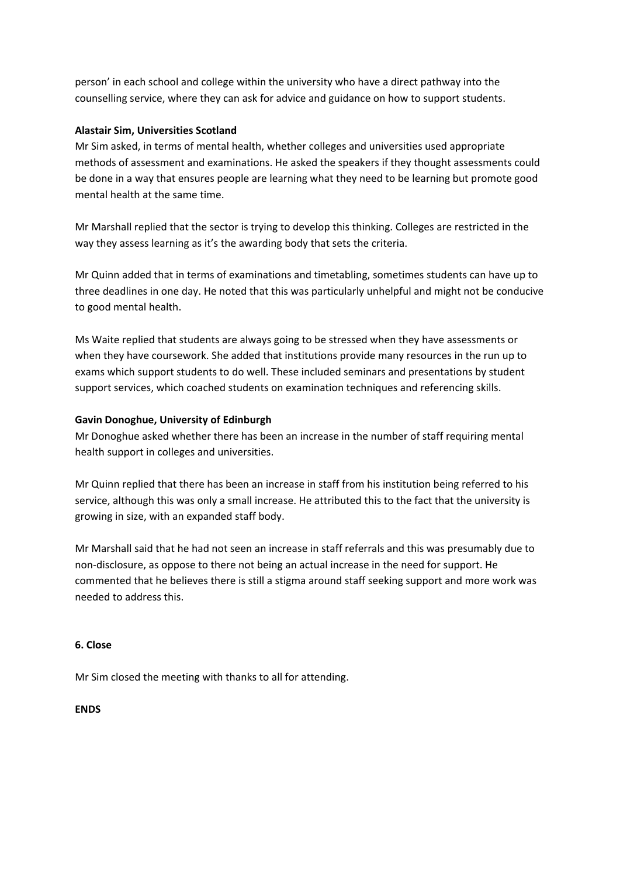person' in each school and college within the university who have a direct pathway into the counselling service, where they can ask for advice and guidance on how to support students.

**Alastair Sim, Universities Scotland**
Mr Sim asked, in terms of mental health, whether colleges and universities used appropriate methods of assessment and examinations. He asked the speakers if they thought assessments could be done in a way that ensures people are learning what they need to be learning but promote good mental health at the same time.

Mr Marshall replied that the sector is trying to develop this thinking. Colleges are restricted in the way they assess learning as it's the awarding body that sets the criteria.

Mr Quinn added that in terms of examinations and timetabling, sometimes students can have up to three deadlines in one day. He noted that this was particularly unhelpful and might not be conducive to good mental health.

Ms Waite replied that students are always going to be stressed when they have assessments or when they have coursework. She added that institutions provide many resources in the run up to exams which support students to do well. These included seminars and presentations by student support services, which coached students on examination techniques and referencing skills.

**Gavin Donoghue, University of Edinburgh**
Mr Donoghue asked whether there has been an increase in the number of staff requiring mental health support in colleges and universities.

Mr Quinn replied that there has been an increase in staff from his institution being referred to his service, although this was only a small increase. He attributed this to the fact that the university is growing in size, with an expanded staff body.

Mr Marshall said that he had not seen an increase in staff referrals and this was presumably due to non-disclosure, as oppose to there not being an actual increase in the need for support. He commented that he believes there is still a stigma around staff seeking support and more work was needed to address this.

**6. Close**

Mr Sim closed the meeting with thanks to all for attending.

**ENDS**